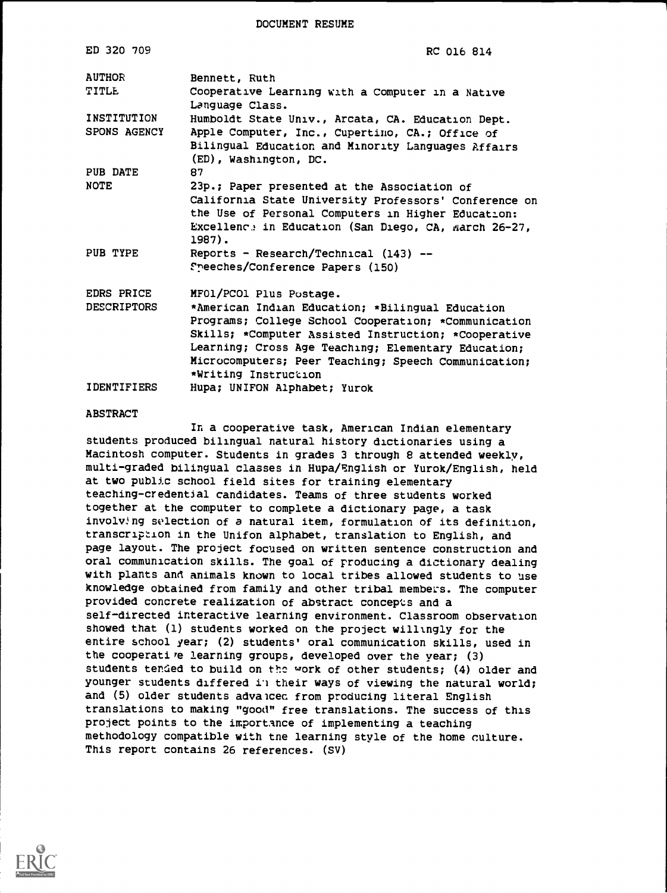DOCUMENT RESUME

| | |
|---|---|
| ED 320 709 | RC 016 814 |
| AUTHOR | Bennett, Ruth |
| TITLE | Cooperative Learning with a Computer in a Native Language Class. |
| INSTITUTION | Humboldt State Univ., Arcata, CA. Education Dept. |
| SPONS AGENCY | Apple Computer, Inc., Cupertino, CA.; Office of Bilingual Education and Minority Languages Affairs (ED), Washington, DC. |
| PUB DATE | 87 |
| NOTE | 23p.; Paper presented at the Association of California State University Professors' Conference on the Use of Personal Computers in Higher Education: Excellence in Education (San Diego, CA, March 26-27, 1987). |
| PUB TYPE | Reports - Research/Technical (143) -- Speeches/Conference Papers (150) |
| EDRS PRICE | MF01/PC01 Plus Postage. |
| DESCRIPTORS | *American Indian Education; *Bilingual Education Programs; College School Cooperation; *Communication Skills; *Computer Assisted Instruction; *Cooperative Learning; Cross Age Teaching; Elementary Education; Microcomputers; Peer Teaching; Speech Communication; *Writing Instruction |
| IDENTIFIERS | Hupa; UNIFON Alphabet; Yurok |

ABSTRACT

In a cooperative task, American Indian elementary students produced bilingual natural history dictionaries using a Macintosh computer. Students in grades 3 through 8 attended weekly, multi-graded bilingual classes in Hupa/English or Yurok/English, held at two public school field sites for training elementary teaching-credential candidates. Teams of three students worked together at the computer to complete a dictionary page, a task involving selection of a natural item, formulation of its definition, transcription in the Unifon alphabet, translation to English, and page layout. The project focused on written sentence construction and oral communication skills. The goal of producing a dictionary dealing with plants and animals known to local tribes allowed students to use knowledge obtained from family and other tribal members. The computer provided concrete realization of abstract concepts and a self-directed interactive learning environment. Classroom observation showed that (1) students worked on the project willingly for the entire school year; (2) students' oral communication skills, used in the cooperative learning groups, developed over the year; (3) students tended to build on the work of other students; (4) older and younger students differed in their ways of viewing the natural world; and (5) older students advanced from producing literal English translations to making "good" free translations. The success of this project points to the importance of implementing a teaching methodology compatible with the learning style of the home culture. This report contains 26 references. (SV)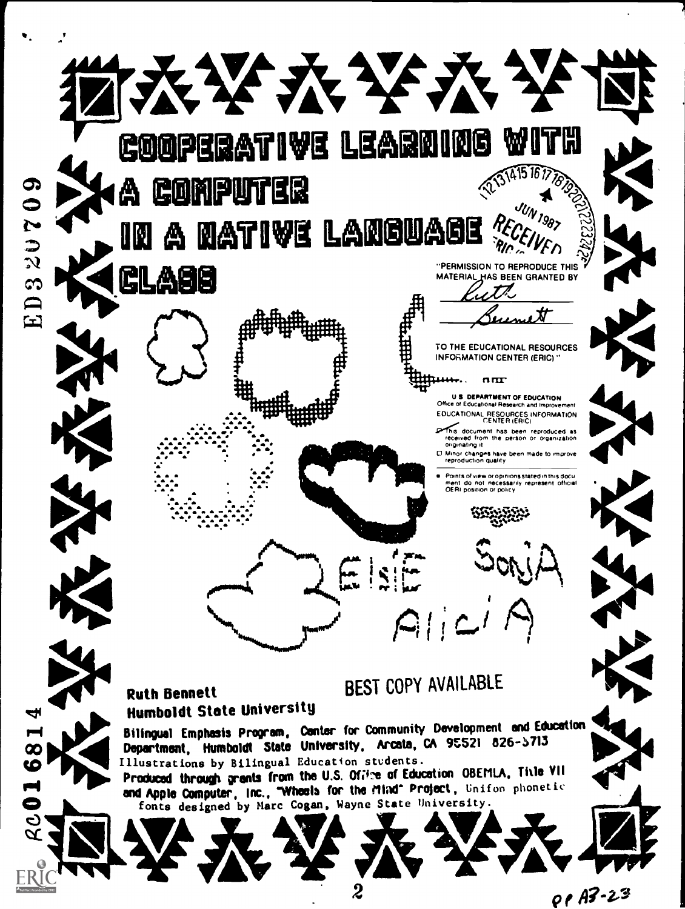# COOPERATIVE LEARNING WITH A COMPUTER IN A NATIVE LANGUAGE CLASS

"PERMISSION TO REPRODUCE THIS MATERIAL HAS BEEN GRANTED BY

Ruth Bennett

TO THE EDUCATIONAL RESOURCES INFORMATION CENTER (ERIC)."

U.S. DEPARTMENT OF EDUCATION
Office of Educational Research and Improvement
EDUCATIONAL RESOURCES INFORMATION CENTER (ERIC)

- This document has been reproduced as received from the person or organization originating it.
- Minor changes have been made to improve reproduction quality.
- Points of view or opinions stated in this document do not necessarily represent official OERI position or policy.

ELSIE SONJA ALICIA

BEST COPY AVAILABLE

**Ruth Bennett**
**Humboldt State University**

Bilingual Emphasis Program, Center for Community Development and Education Department, Humboldt State University, Arcata, CA 95521 826-3713

Illustrations by Bilingual Education students.

Produced through grants from the U.S. Office of Education OBEMLA, Title VII and Apple Computer, Inc., "Wheels for the Mind" Project, Unifon phonetic fonts designed by Marc Cogan, Wayne State University.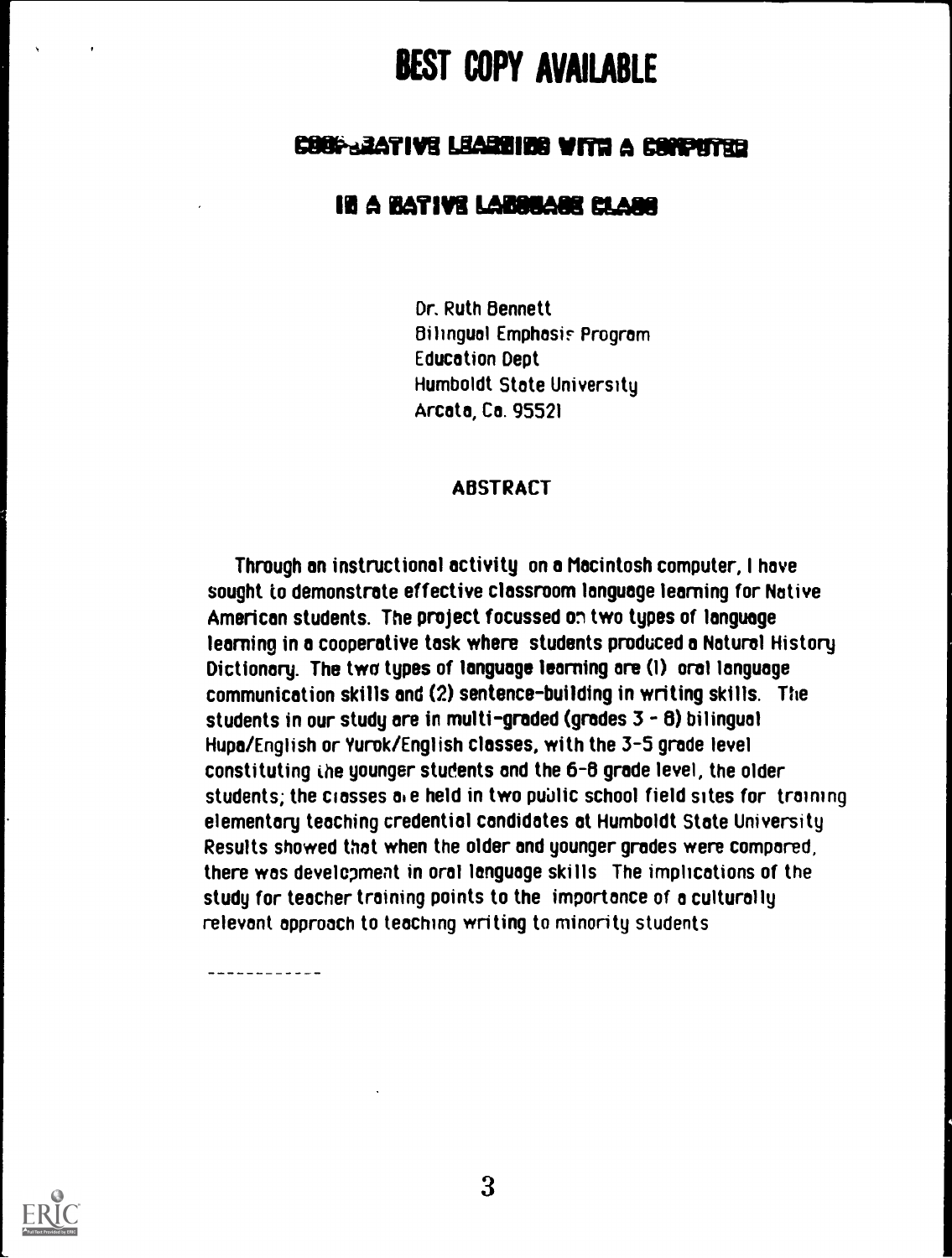BEST COPY AVAILABLE

# COOPERATIVE LEARNING WITH A COMPUTER IN A NATIVE LANGUAGE CLASS

Dr. Ruth Bennett
Bilingual Emphasis Program
Education Dept
Humboldt State University
Arcata, Ca. 95521

## ABSTRACT

Through an instructional activity on a Macintosh computer, I have sought to demonstrate effective classroom language learning for Native American students. The project focussed on two types of language learning in a cooperative task where students produced a Natural History Dictionary. The two types of language learning are (1) oral language communication skills and (2) sentence-building in writing skills. The students in our study are in multi-graded (grades 3 - 8) bilingual Hupa/English or Yurok/English classes, with the 3-5 grade level constituting the younger students and the 6-8 grade level, the older students; the classes are held in two public school field sites for training elementary teaching credential candidates at Humboldt State University Results showed that when the older and younger grades were compared, there was development in oral language skills The implications of the study for teacher training points to the importance of a culturally relevant approach to teaching writing to minority students

------------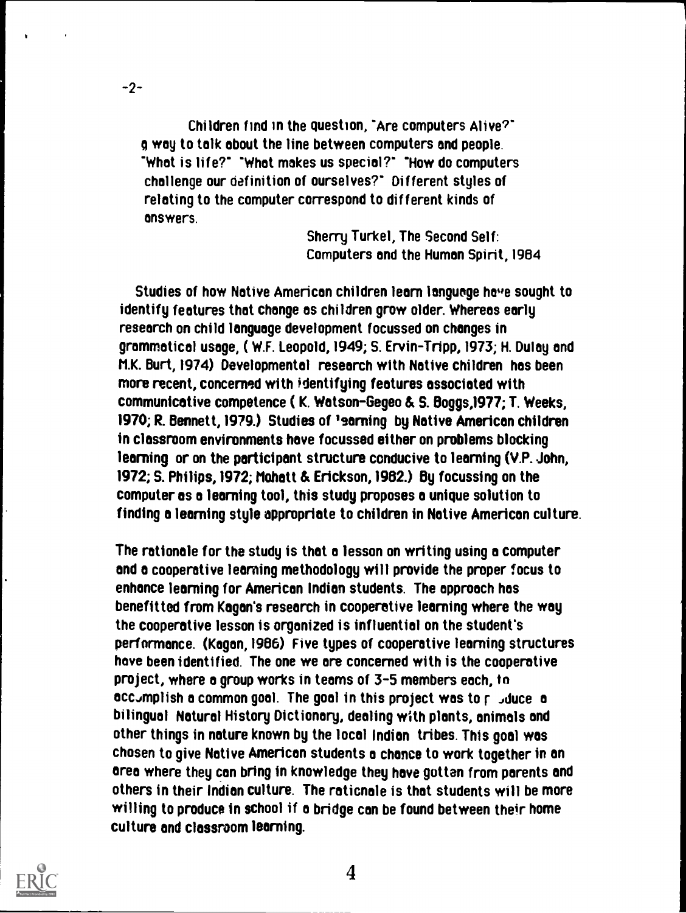Children find in the question, "Are computers Alive?" a way to talk about the line between computers and people. "What is life?" "What makes us special?" "How do computers challenge our definition of ourselves?" Different styles of relating to the computer correspond to different kinds of answers.

Sherry Turkel, The Second Self: Computers and the Human Spirit, 1984

Studies of how Native American children learn language have sought to identify features that change as children grow older. Whereas early research on child language development focussed on changes in grammatical usage, ( W.F. Leopold, 1949; S. Ervin-Tripp, 1973; H. Dulay and M.K. Burt, 1974) Developmental research with Native children has been more recent, concerned with identifying features associated with communicative competence ( K. Watson-Gegeo & S. Boggs,1977; T. Weeks, 1970; R. Bennett, 1979.) Studies of learning by Native American children in classroom environments have focussed either on problems blocking learning or on the participant structure conducive to learning (V.P. John, 1972; S. Philips, 1972; Mohatt & Erickson, 1982.) By focussing on the computer as a learning tool, this study proposes a unique solution to finding a learning style appropriate to children in Native American culture.

The rationale for the study is that a lesson on writing using a computer and a cooperative learning methodology will provide the proper focus to enhance learning for American Indian students. The approach has benefitted from Kagan's research in cooperative learning where the way the cooperative lesson is organized is influential on the student's performance. (Kagan, 1986) Five types of cooperative learning structures have been identified. The one we are concerned with is the cooperative project, where a group works in teams of 3-5 members each, to accomplish a common goal. The goal in this project was to produce a bilingual Natural History Dictionary, dealing with plants, animals and other things in nature known by the local Indian tribes. This goal was chosen to give Native American students a chance to work together in an area where they can bring in knowledge they have gotten from parents and others in their Indian culture. The rationale is that students will be more willing to produce in school if a bridge can be found between their home culture and classroom learning.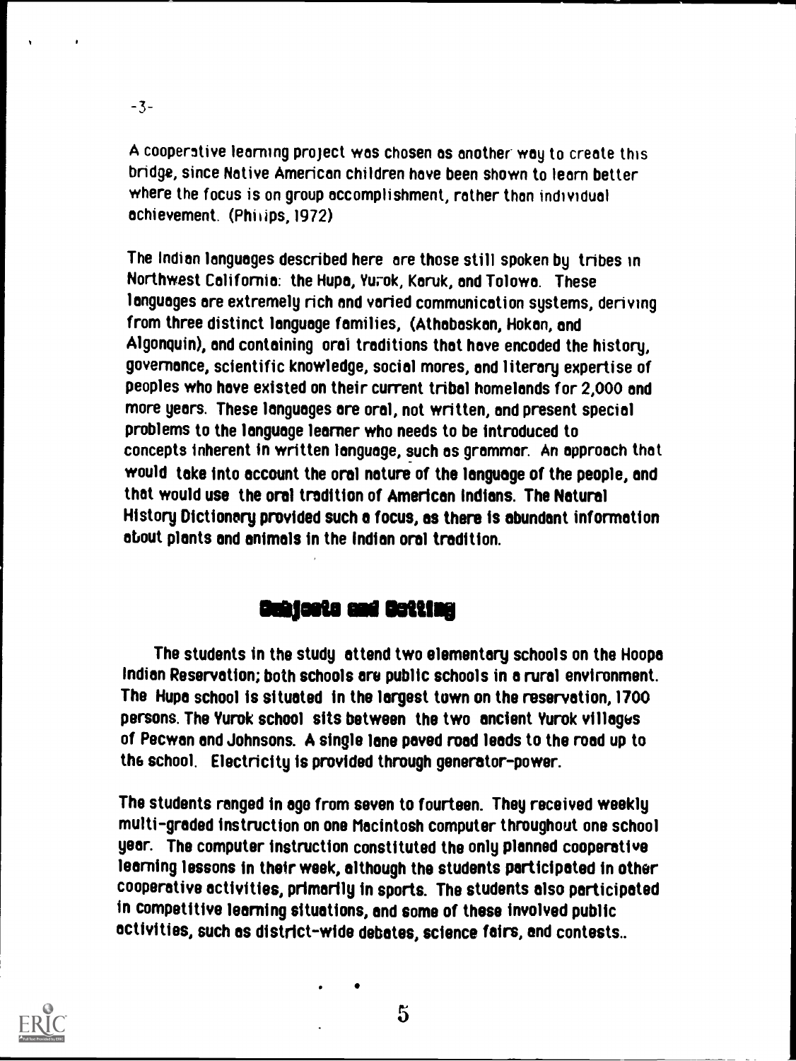A cooperative learning project was chosen as another way to create this bridge, since Native American children have been shown to learn better where the focus is on group accomplishment, rather than individual achievement. (Philips, 1972)

The Indian languages described here are those still spoken by tribes in Northwest California: the Hupa, Yurok, Karuk, and Tolowa. These languages are extremely rich and varied communication systems, deriving from three distinct language families, (Athabaskan, Hokan, and Algonquin), and containing oral traditions that have encoded the history, governance, scientific knowledge, social mores, and literary expertise of peoples who have existed on their current tribal homelands for 2,000 and more years. These languages are oral, not written, and present special problems to the language learner who needs to be introduced to concepts inherent in written language, such as grammar. An approach that would take into account the oral nature of the language of the people, and that would use the oral tradition of American Indians. The Natural History Dictionary provided such a focus, as there is abundant information about plants and animals in the Indian oral tradition.

## Subjects and Setting

The students in the study attend two elementary schools on the Hoopa Indian Reservation; both schools are public schools in a rural environment. The Hupa school is situated in the largest town on the reservation, 1700 persons. The Yurok school sits between the two ancient Yurok villages of Pecwan and Johnsons. A single lane paved road leads to the road up to the school. Electricity is provided through generator-power.

The students ranged in age from seven to fourteen. They received weekly multi-graded instruction on one Macintosh computer throughout one school year. The computer instruction constituted the only planned cooperative learning lessons in their week, although the students participated in other cooperative activities, primarily in sports. The students also participated in competitive learning situations, and some of these involved public activities, such as district-wide debates, science fairs, and contests..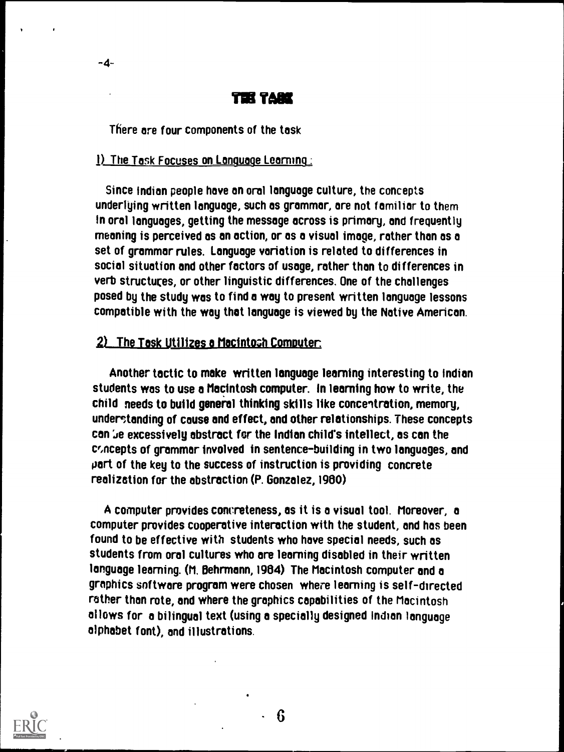## THE TASK

There are four components of the task

### 1) The Task Focuses on Language Learning:

Since Indian people have an oral language culture, the concepts underlying written language, such as grammar, are not familiar to them In oral languages, getting the message across is primary, and frequently meaning is perceived as an action, or as a visual image, rather than as a set of grammar rules. Language variation is related to differences in social situation and other factors of usage, rather than to differences in verb structures, or other linguistic differences. One of the challenges posed by the study was to find a way to present written language lessons compatible with the way that language is viewed by the Native American.

### 2) The Task Utilizes a Macintosh Computer:

Another tactic to make written language learning interesting to Indian students was to use a Macintosh computer. In learning how to write, the child needs to build general thinking skills like concentration, memory, understanding of cause and effect, and other relationships. These concepts can be excessively abstract for the Indian child's intellect, as can the concepts of grammar involved in sentence-building in two languages, and part of the key to the success of instruction is providing concrete realization for the abstraction (P. Gonzalez, 1980)

A computer provides concreteness, as it is a visual tool. Moreover, a computer provides cooperative interaction with the student, and has been found to be effective with students who have special needs, such as students from oral cultures who are learning disabled in their written language learning. (M. Behrmann, 1984) The Macintosh computer and a graphics software program were chosen where learning is self-directed rather than rote, and where the graphics capabilities of the Macintosh allows for a bilingual text (using a specially designed Indian language alphabet font), and illustrations.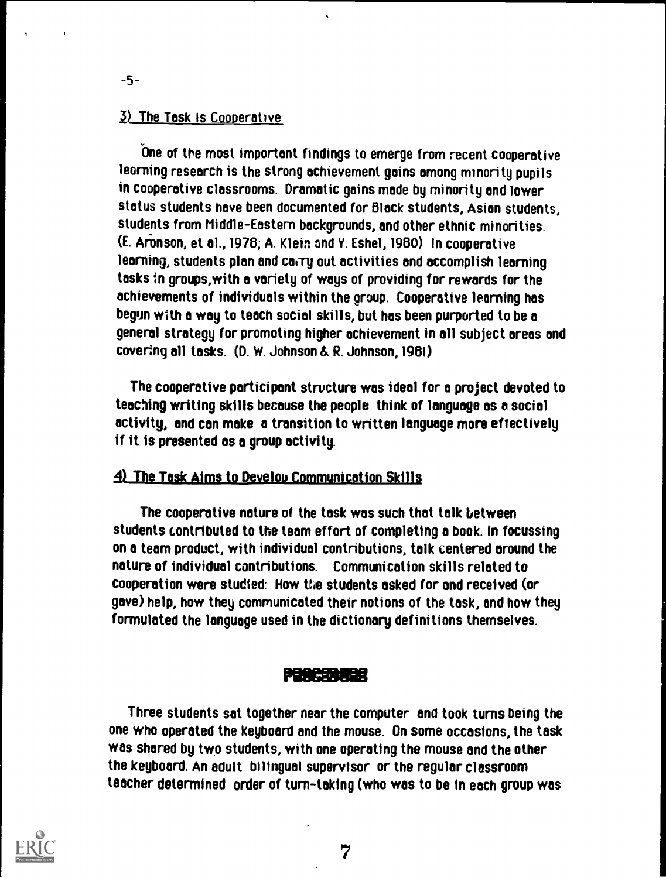### 3) The Task Is Cooperative

One of the most important findings to emerge from recent cooperative learning research is the strong achievement gains among minority pupils in cooperative classrooms. Dramatic gains made by minority and lower status students have been documented for Black students, Asian students, students from Middle-Eastern backgrounds, and other ethnic minorities. (E. Aronson, et al., 1978; A. Klein and Y. Eshel, 1980) In cooperative learning, students plan and carry out activities and accomplish learning tasks in groups, with a variety of ways of providing for rewards for the achievements of individuals within the group. Cooperative learning has begun with a way to teach social skills, but has been purported to be a general strategy for promoting higher achievement in all subject areas and covering all tasks. (D. W. Johnson & R. Johnson, 1981)

The cooperative participant structure was ideal for a project devoted to teaching writing skills because the people think of language as a social activity, and can make a transition to written language more effectively if it is presented as a group activity.

### 4) The Task Aims to Develop Communication Skills

The cooperative nature of the task was such that talk between students contributed to the team effort of completing a book. In focussing on a team product, with individual contributions, talk centered around the nature of individual contributions. Communication skills related to cooperation were studied: How the students asked for and received (or gave) help, how they communicated their notions of the task, and how they formulated the language used in the dictionary definitions themselves.

## PROCEDURE

Three students sat together near the computer and took turns being the one who operated the keyboard and the mouse. On some occasions, the task was shared by two students, with one operating the mouse and the other the keyboard. An adult bilingual supervisor or the regular classroom teacher determined order of turn-taking (who was to be in each group was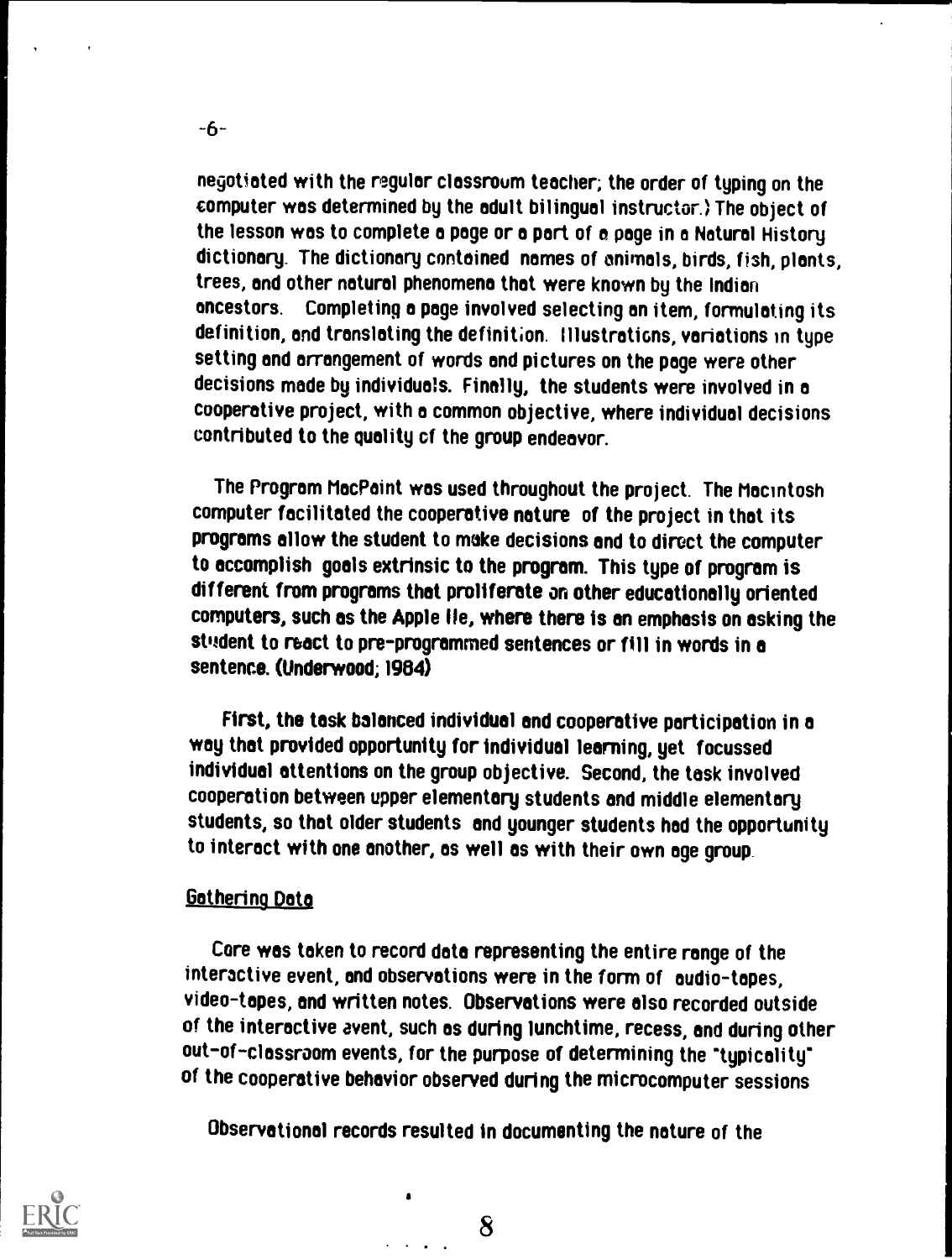negotiated with the regular classroom teacher; the order of typing on the computer was determined by the adult bilingual instructor.) The object of the lesson was to complete a page or a part of a page in a Natural History dictionary. The dictionary contained names of animals, birds, fish, plants, trees, and other natural phenomena that were known by the Indian ancestors. Completing a page involved selecting an item, formulating its definition, and translating the definition. Illustrations, variations in type setting and arrangement of words and pictures on the page were other decisions made by individuals. Finally, the students were involved in a cooperative project, with a common objective, where individual decisions contributed to the quality of the group endeavor.

The Program MacPaint was used throughout the project. The Macintosh computer facilitated the cooperative nature of the project in that its programs allow the student to make decisions and to direct the computer to accomplish goals extrinsic to the program. This type of program is different from programs that proliferate on other educationally oriented computers, such as the Apple IIe, where there is an emphasis on asking the student to react to pre-programmed sentences or fill in words in a sentence. (Underwood; 1984)

First, the task balanced individual and cooperative participation in a way that provided opportunity for individual learning, yet focussed individual attentions on the group objective. Second, the task involved cooperation between upper elementary students and middle elementary students, so that older students and younger students had the opportunity to interact with one another, as well as with their own age group.

## Gathering Data

Care was taken to record data representing the entire range of the interactive event, and observations were in the form of audio-tapes, video-tapes, and written notes. Observations were also recorded outside of the interactive event, such as during lunchtime, recess, and during other out-of-classroom events, for the purpose of determining the "typicality" of the cooperative behavior observed during the microcomputer sessions

Observational records resulted in documenting the nature of the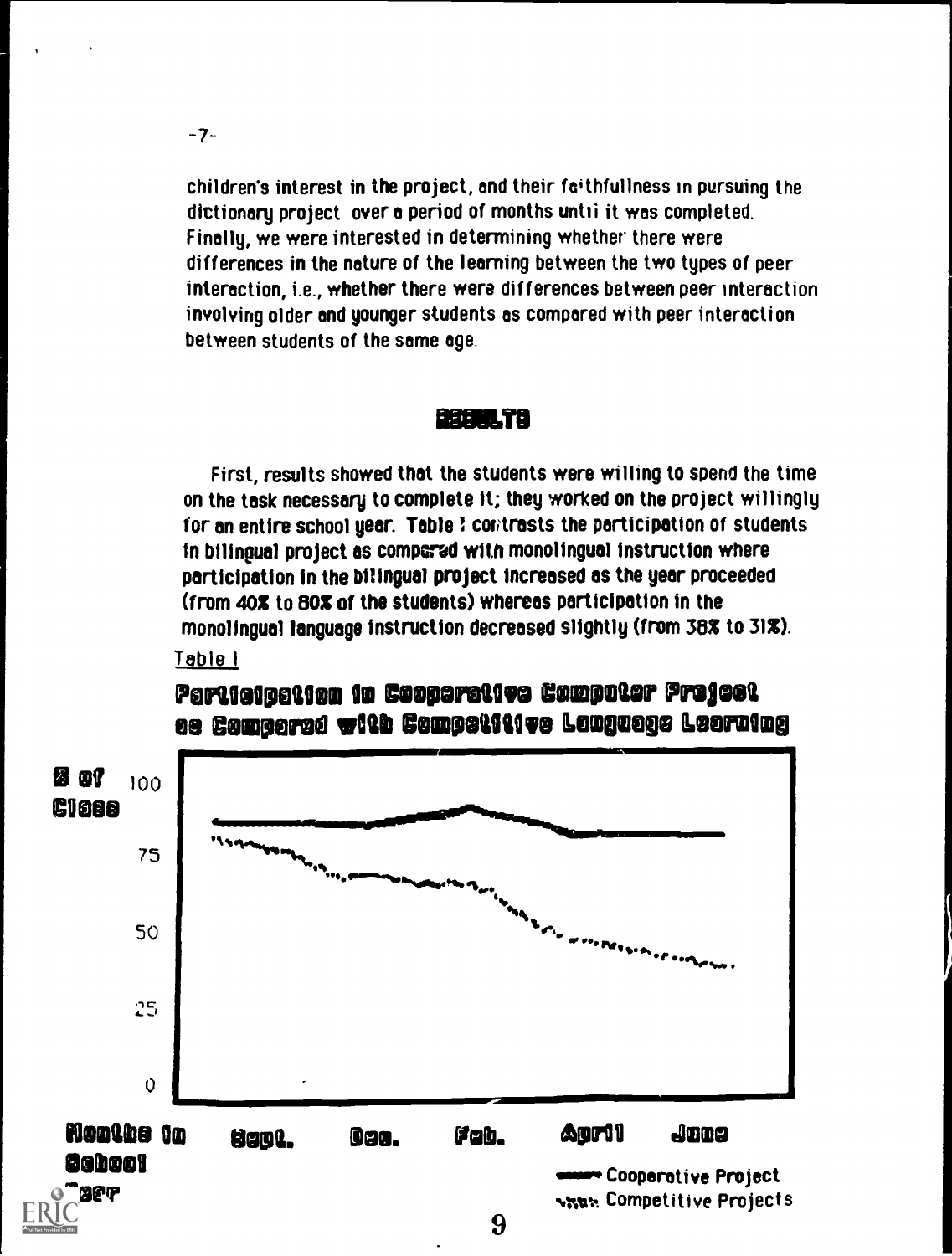children's interest in the project, and their faithfulness in pursuing the dictionary project over a period of months until it was completed. Finally, we were interested in determining whether there were differences in the nature of the learning between the two types of peer interaction, i.e., whether there were differences between peer interaction involving older and younger students as compared with peer interaction between students of the same age.

## RESULTS

First, results showed that the students were willing to spend the time on the task necessary to complete it; they worked on the project willingly for an entire school year. Table 1 contrasts the participation of students in bilingual project as compared with monolingual instruction where participation in the bilingual project increased as the year proceeded (from 40% to 80% of the students) whereas participation in the monolingual language instruction decreased slightly (from 38% to 31%).

Table I

**Participation in Cooperative Computer Project as Compared with Competitive Language Learning**

% of Class: 100, 75, 50, 25, 0

Months in School Year: Sept., Dec., Feb., April, June

Cooperative Project

Competitive Projects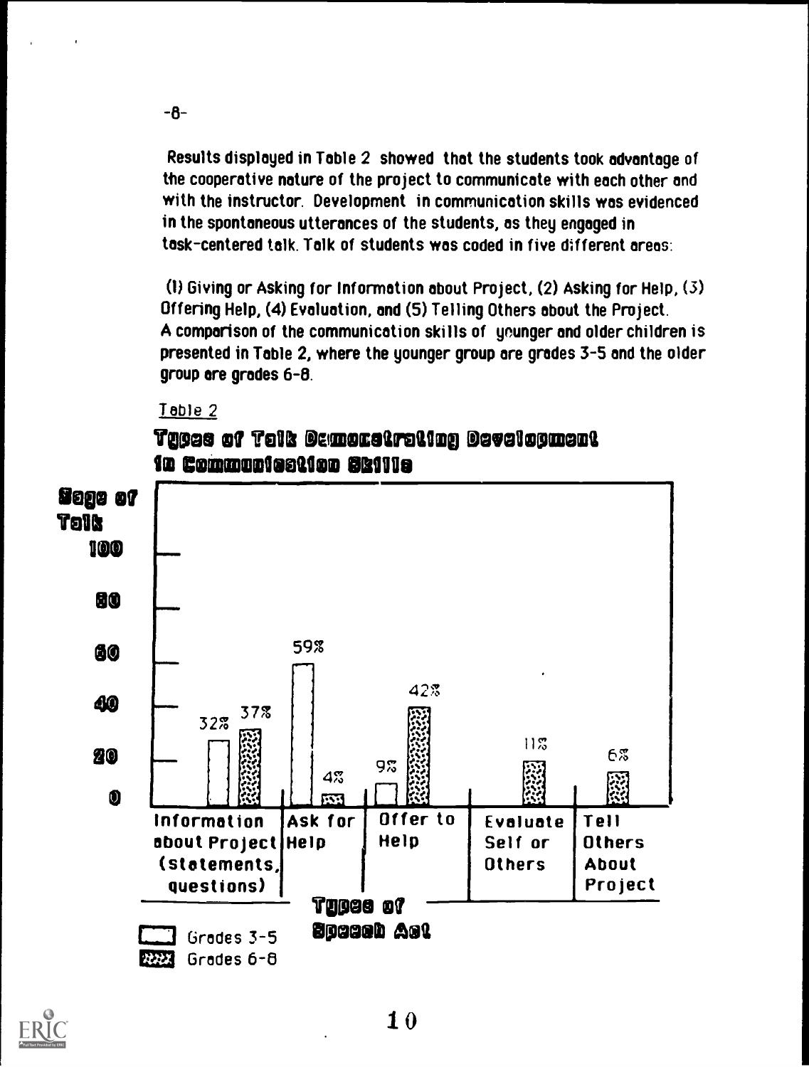Results displayed in Table 2 showed that the students took advantage of the cooperative nature of the project to communicate with each other and with the instructor. Development in communication skills was evidenced in the spontaneous utterances of the students, as they engaged in task-centered talk. Talk of students was coded in five different areas:

(1) Giving or Asking for Information about Project, (2) Asking for Help, (3) Offering Help, (4) Evaluation, and (5) Telling Others about the Project. A comparison of the communication skills of younger and older children is presented in Table 2, where the younger group are grades 3-5 and the older group are grades 6-8.

Table 2

**Types of Talk Demonstrating Development in Communication Skills**

| Types of Speech Act | Grades 3-5 (%age of Talk) | Grades 6-8 (%age of Talk) |
|---|---|---|
| Information about Project (statements, questions) | 32% | 37% |
| Ask for Help | 59% | 4% |
| Offer to Help | 9% | 42% |
| Evaluate Self or Others | | 11% |
| Tell Others About Project | | 6% |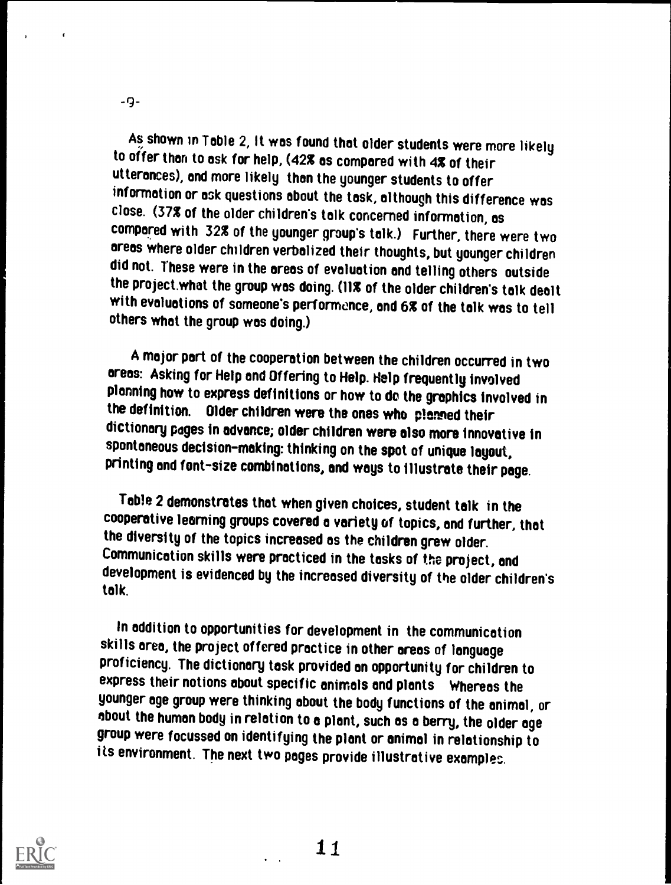As shown in Table 2, it was found that older students were more likely to offer than to ask for help, (42% as compared with 4% of their utterances), and more likely than the younger students to offer information or ask questions about the task, although this difference was close. (37% of the older children's talk concerned information, as compared with 32% of the younger group's talk.) Further, there were two areas where older children verbalized their thoughts, but younger children did not. These were in the areas of evaluation and telling others outside the project what the group was doing. (11% of the older children's talk dealt with evaluations of someone's performance, and 6% of the talk was to tell others what the group was doing.)

A major part of the cooperation between the children occurred in two areas: Asking for Help and Offering to Help. Help frequently involved planning how to express definitions or how to do the graphics involved in the definition. Older children were the ones who planned their dictionary pages in advance; older children were also more innovative in spontaneous decision-making: thinking on the spot of unique layout, printing and font-size combinations, and ways to illustrate their page.

Table 2 demonstrates that when given choices, student talk in the cooperative learning groups covered a variety of topics, and further, that the diversity of the topics increased as the children grew older. Communication skills were practiced in the tasks of the project, and development is evidenced by the increased diversity of the older children's talk.

In addition to opportunities for development in the communication skills area, the project offered practice in other areas of language proficiency. The dictionary task provided an opportunity for children to express their notions about specific animals and plants Whereas the younger age group were thinking about the body functions of the animal, or about the human body in relation to a plant, such as a berry, the older age group were focussed on identifying the plant or animal in relationship to its environment. The next two pages provide illustrative examples.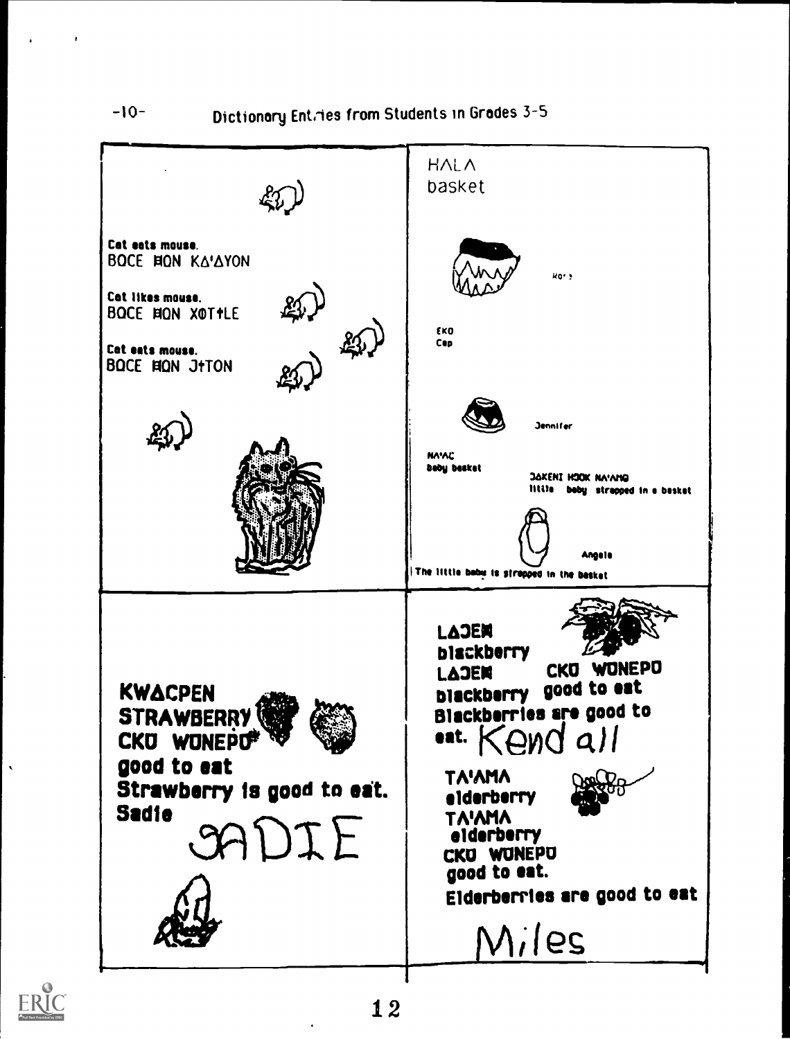# Dictionary Entries from Students in Grades 3-5

Cat eats mouse.
BOCE ĦON KΔ'ΔYON

Cat likes mouse.
BOCE ĦON XOT+LE

Cat eats mouse.
BOCE ĦON J+TON

---

HALΛ
basket

Kor'

EKO
Cap

Jennifer

NA'AC
baby basket

JΔKENI HJOK NA'ANG
little baby strapped in a basket

Angela

The little baby is strapped in the basket

---

KWΔCPEN
STRAWBERRY
CKU WUNEPU*
good to eat
Strawberry is good to eat.
Sadie

SADIE

---

LΔJEM
blackberry
LΔJEM CKU WUNEPU
blackberry good to eat
Blackberries are good to eat. Kendall

TA'AMA
elderberry
TA'AMA
elderberry
CKU WUNEPU
good to eat.
Elderberries are good to eat

Miles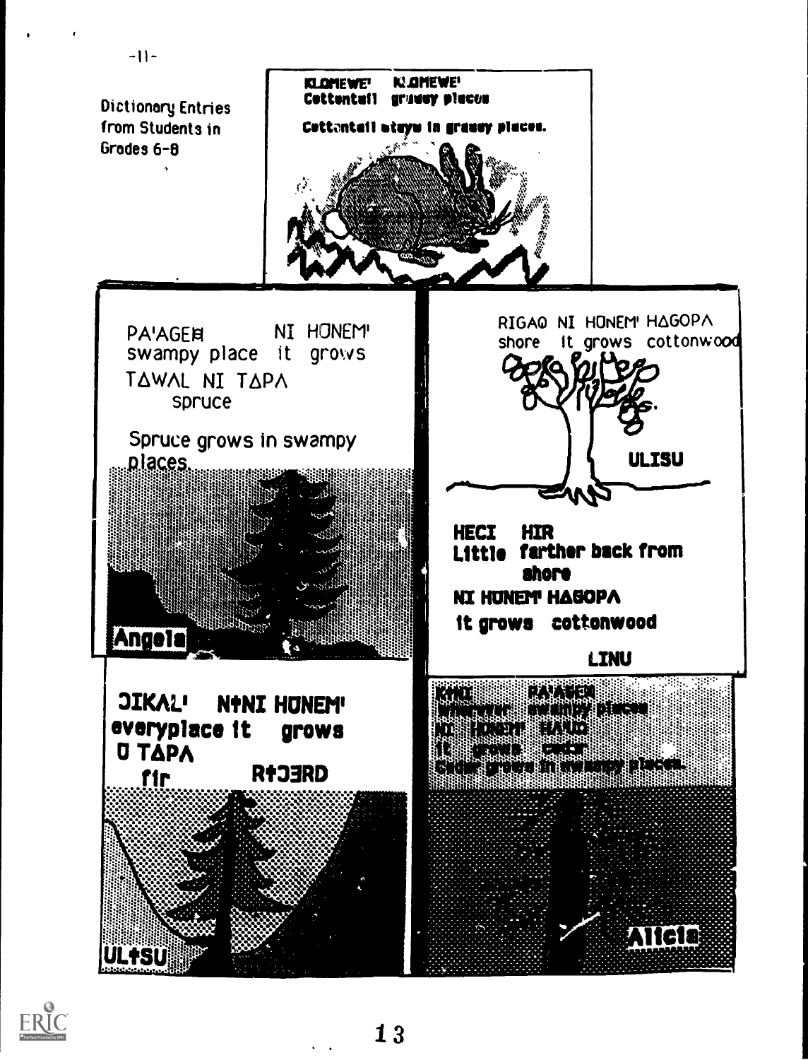Dictionary Entries from Students in Grades 6-8

**KLOMEWE' KLOMEWE'**
**Cottontail grassy places**

**Cottontail stays in grassy places.**

PA'AGEB NI HONEM'
swampy place it grows
TΔWAL NI TΔPΛ
spruce

Spruce grows in swampy places.

**Angela**

RIGAQ NI HONEM' HΔGOPΛ
shore it grows cottonwood

**ULISU**

**HECI HIR**
**Little farther back from shore**
**NI HUNEM' HΔGOPΛ**
**it grows cottonwood**

**LINU**

**JIKAL' NɨNI HUNEM'**
**everyplace it grows**
**U TΔPΛ**
**fir RɨJ3RD**

**ULɨSU**

**KANI PA'AGEB**
**wherever swampy places**
**NI HONEM' EALIQ**
**it grows cedar**
**Cedar grows in swampy places.**

**Alicia**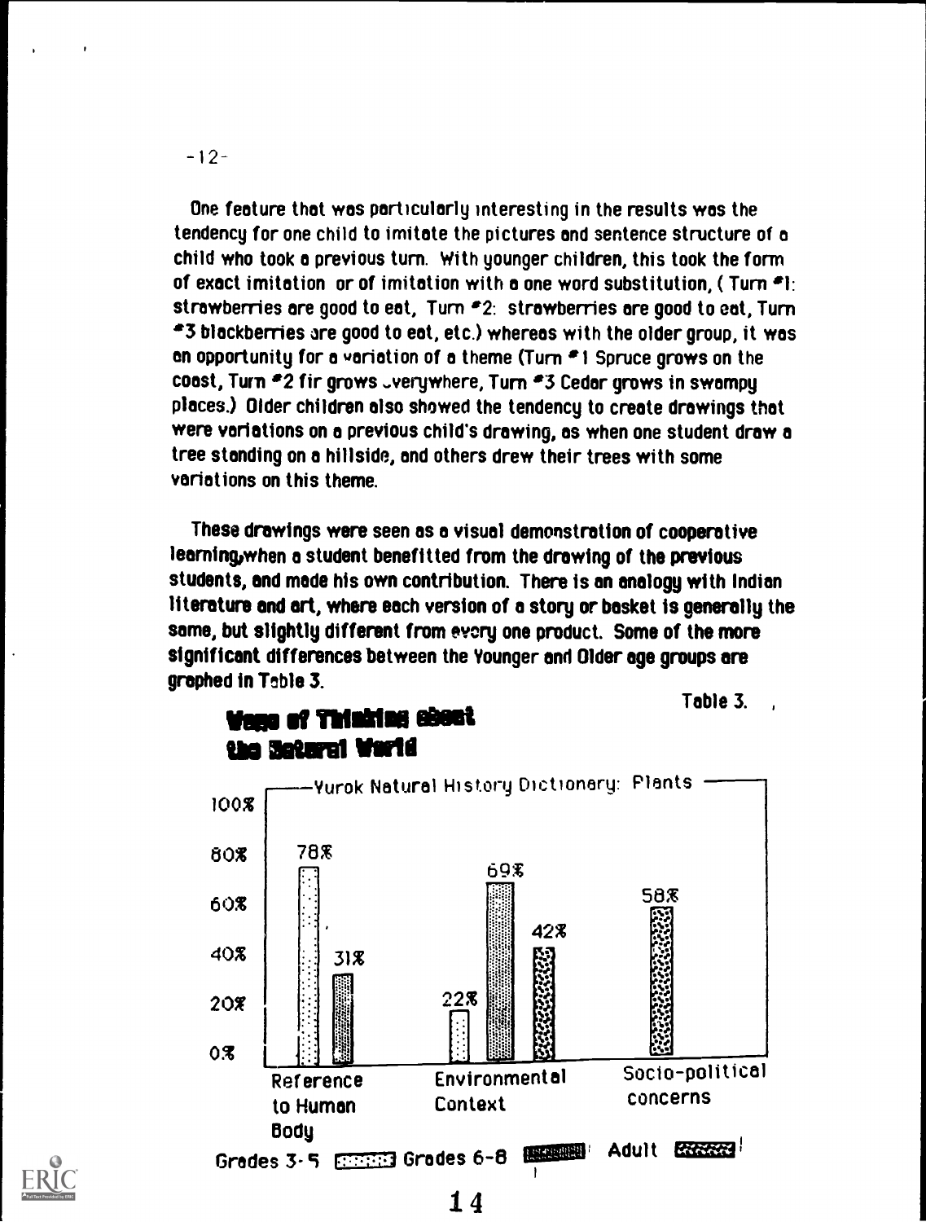One feature that was particularly interesting in the results was the tendency for one child to imitate the pictures and sentence structure of a child who took a previous turn. With younger children, this took the form of exact imitation or of imitation with a one word substitution, ( Turn #1: strawberries are good to eat, Turn #2: strawberries are good to eat, Turn #3 blackberries are good to eat, etc.) whereas with the older group, it was an opportunity for a variation of a theme (Turn #1 Spruce grows on the coast, Turn #2 fir grows everywhere, Turn #3 Cedar grows in swampy places.) Older children also showed the tendency to create drawings that were variations on a previous child's drawing, as when one student draw a tree standing on a hillside, and others drew their trees with some variations on this theme.

**These drawings were seen as a visual demonstration of cooperative learning,when a student benefitted from the drawing of the previous students, and made his own contribution. There is an analogy with Indian literature and art, where each version of a story or basket is generally the same, but slightly different from every one product. Some of the more significant differences between the Younger and Older age groups are graphed in Table 3.**

Table 3.

**Ways of Thinking about the Natural World**

Yurok Natural History Dictionary: Plants

| | Grades 3-5 | Grades 6-8 | Adult |
|---|---|---|---|
| Reference to Human Body | 78% | 31% | |
| Environmental Context | 22% | 69% | 42% |
| Socio-political concerns | | | 58% |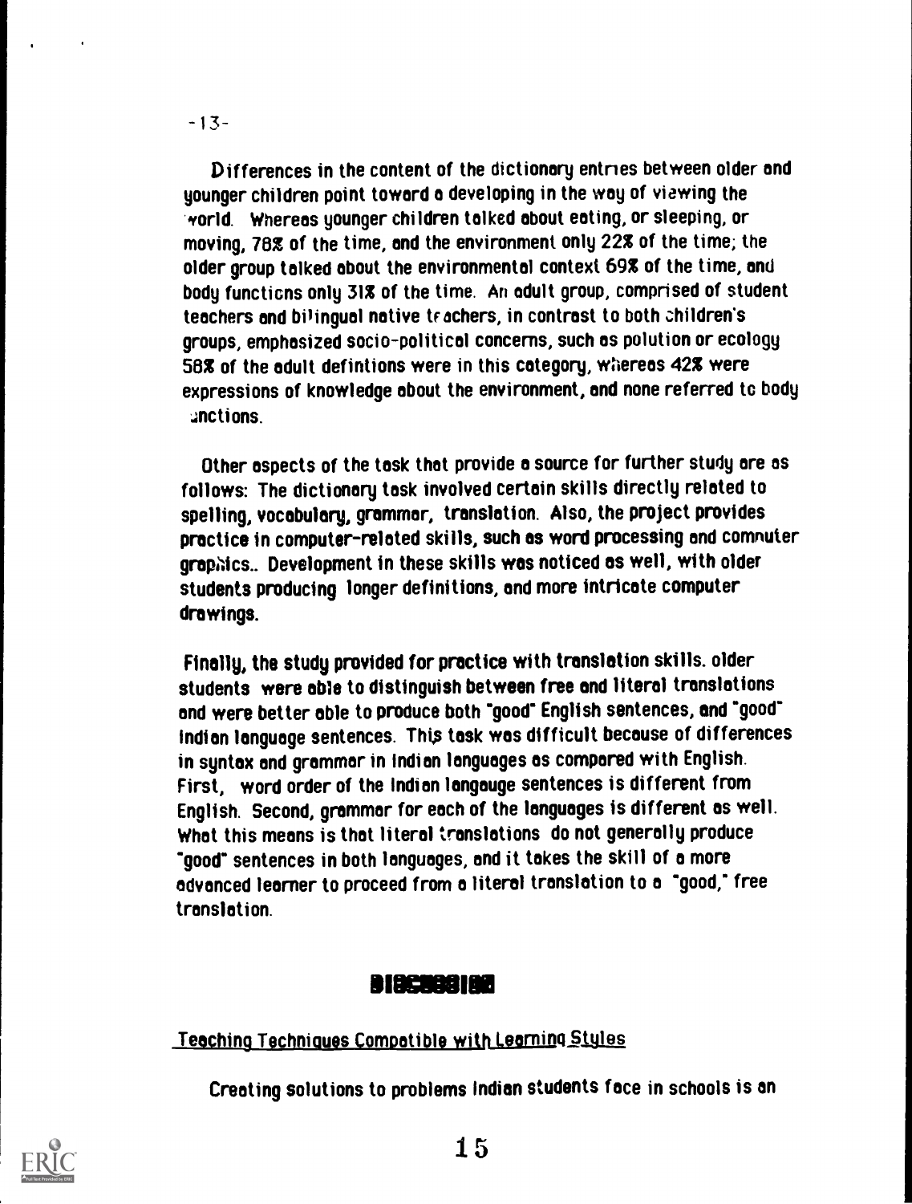Differences in the content of the dictionary entries between older and younger children point toward a developing in the way of viewing the world. Whereas younger children talked about eating, or sleeping, or moving, 78% of the time, and the environment only 22% of the time; the older group talked about the environmental context 69% of the time, and body functions only 31% of the time. An adult group, comprised of student teachers and bilingual native teachers, in contrast to both children's groups, emphasized socio-political concerns, such as polution or ecology 58% of the adult defintions were in this category, whereas 42% were expressions of knowledge about the environment, and none referred to body functions.

Other aspects of the task that provide a source for further study are as follows: The dictionary task involved certain skills directly related to spelling, vocabulary, grammar, translation. Also, the project provides practice in computer-related skills, such as word processing and computer graphics.. Development in these skills was noticed as well, with older students producing longer definitions, and more intricate computer drawings.

Finally, the study provided for practice with translation skills. older students were able to distinguish between free and literal translations and were better able to produce both "good" English sentences, and "good" Indian language sentences. This task was difficult because of differences in syntax and grammar in Indian languages as compared with English. First, word order of the Indian langauge sentences is different from English. Second, grammar for each of the languages is different as well. What this means is that literal translations do not generally produce "good" sentences in both languages, and it takes the skill of a more advanced learner to proceed from a literal translation to a "good," free translation.

## DISCUSSION

Teaching Techniques Compatible with Learning Styles

Creating solutions to problems Indian students face in schools is an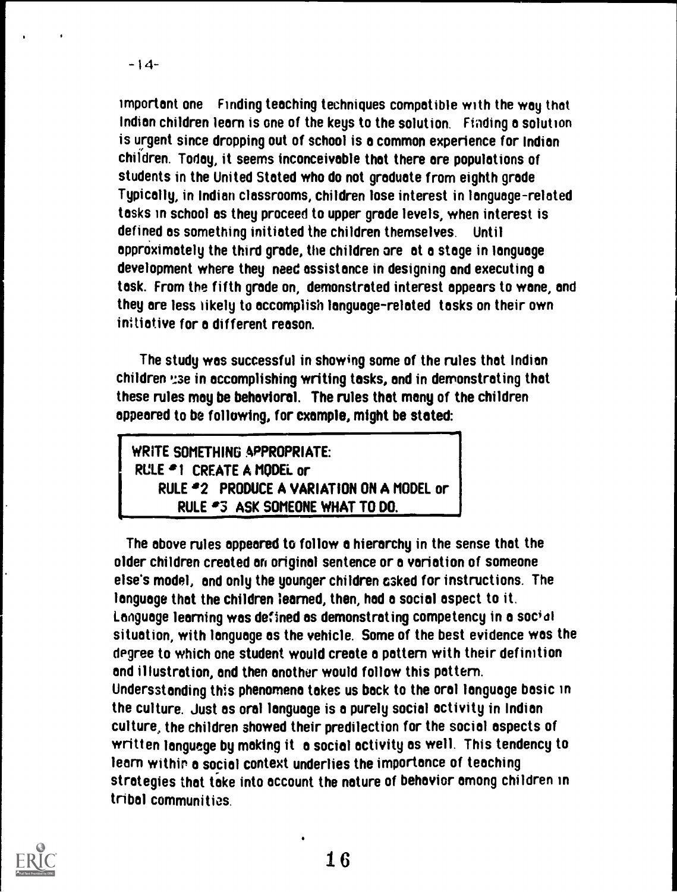important one Finding teaching techniques compatible with the way that Indian children learn is one of the keys to the solution. Finding a solution is urgent since dropping out of school is a common experience for Indian children. Today, it seems inconceivable that there are populations of students in the United Stated who do not graduate from eighth grade Typically, in Indian classrooms, children lose interest in language-related tasks in school as they proceed to upper grade levels, when interest is defined as something initiated the children themselves. Until approximately the third grade, the children are at a stage in language development where they need assistance in designing and executing a task. From the fifth grade on, demonstrated interest appears to wane, and they are less likely to accomplish language-related tasks on their own initiative for a different reason.

The study was successful in showing some of the rules that Indian children use in accomplishing writing tasks, and in demonstrating that these rules may be behavioral. The rules that many of the children appeared to be following, for example, might be stated:

> WRITE SOMETHING APPROPRIATE:
> RULE #1 CREATE A MODEL or
> RULE #2 PRODUCE A VARIATION ON A MODEL or
> RULE #3 ASK SOMEONE WHAT TO DO.

The above rules appeared to follow a hierarchy in the sense that the older children created an original sentence or a variation of someone else's model, and only the younger children asked for instructions. The language that the children learned, then, had a social aspect to it. Language learning was defined as demonstrating competency in a social situation, with language as the vehicle. Some of the best evidence was the degree to which one student would create a pattern with their definition and illustration, and then another would follow this pattern. Undersstanding this phenomena takes us back to the oral language basic in the culture. Just as oral language is a purely social activity in Indian culture, the children showed their predilection for the social aspects of written language by making it a social activity as well. This tendency to learn within a social context underlies the importance of teaching strategies that take into account the nature of behavior among children in tribal communities.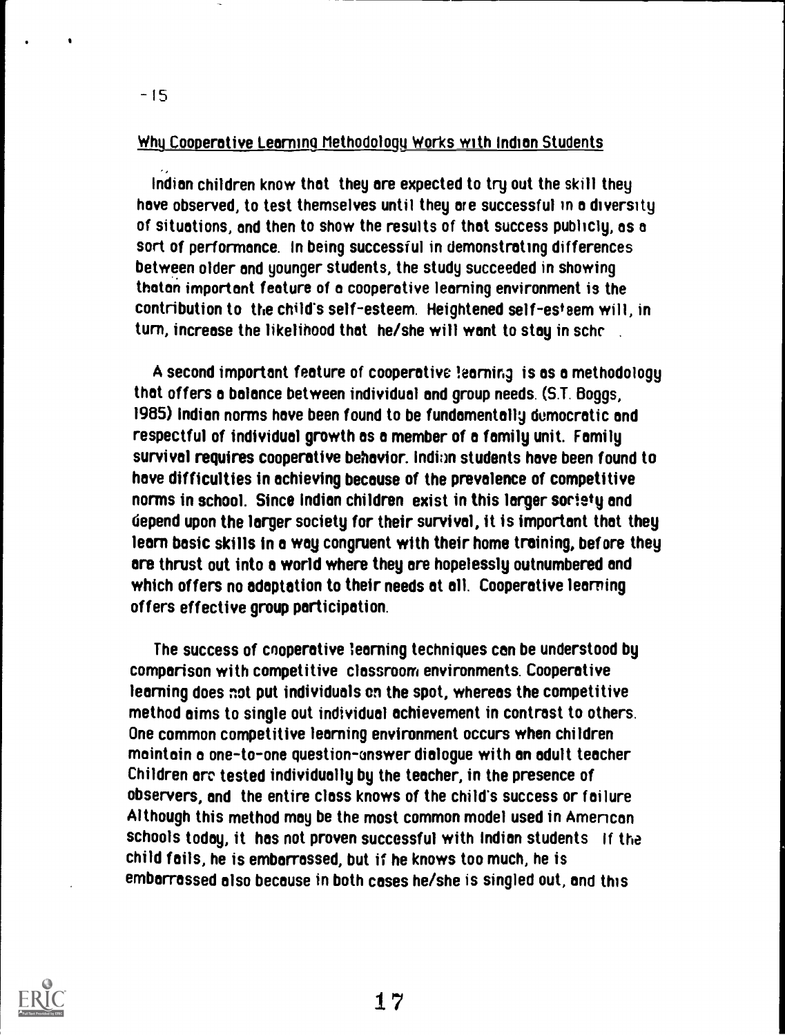## Why Cooperative Learning Methodology Works with Indian Students

Indian children know that they are expected to try out the skill they have observed, to test themselves until they are successful in a diversity of situations, and then to show the results of that success publicly, as a sort of performance. In being successful in demonstrating differences between older and younger students, the study succeeded in showing that an important feature of a cooperative learning environment is the contribution to the child's self-esteem. Heightened self-esteem will, in turn, increase the likelihood that he/she will want to stay in schc .

A second important feature of cooperative learning is as a methodology that offers a balance between individual and group needs. (S.T. Boggs, 1985) Indian norms have been found to be fundamentally democratic and respectful of individual growth as a member of a family unit. Family survival requires cooperative behavior. Indian students have been found to have difficulties in achieving because of the prevalence of competitive norms in school. Since Indian children exist in this larger society and depend upon the larger society for their survival, it is important that they learn basic skills in a way congruent with their home training, before they are thrust out into a world where they are hopelessly outnumbered and which offers no adaptation to their needs at all. Cooperative learning offers effective group participation.

The success of cooperative learning techniques can be understood by comparison with competitive classroom environments. Cooperative learning does not put individuals on the spot, whereas the competitive method aims to single out individual achievement in contrast to others. One common competitive learning environment occurs when children maintain a one-to-one question-answer dialogue with an adult teacher Children are tested individually by the teacher, in the presence of observers, and the entire class knows of the child's success or failure Although this method may be the most common model used in American schools today, it has not proven successful with Indian students If the child fails, he is embarrassed, but if he knows too much, he is embarrassed also because in both cases he/she is singled out, and this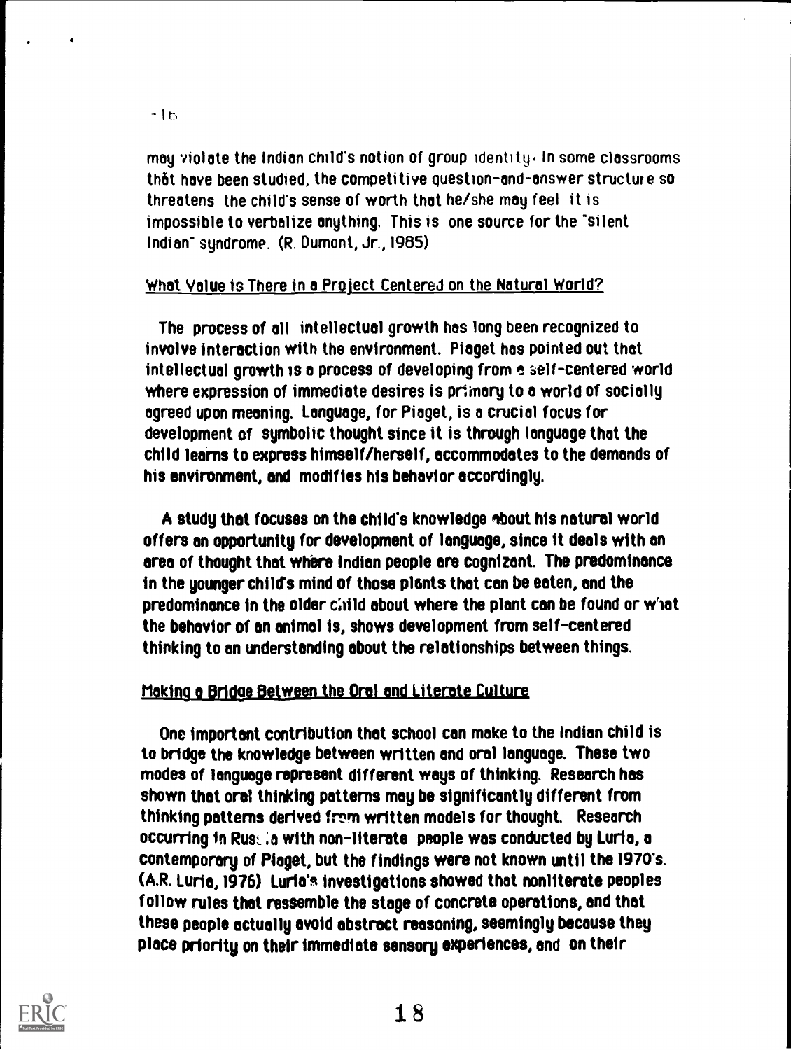may violate the Indian child's notion of group identity. In some classrooms that have been studied, the competitive question-and-answer structure so threatens the child's sense of worth that he/she may feel it is impossible to verbalize anything. This is one source for the "silent Indian" syndrome. (R. Dumont, Jr., 1985)

## What Value is There in a Project Centered on the Natural World?

The process of all intellectual growth has long been recognized to involve interaction with the environment. Piaget has pointed out that intellectual growth is a process of developing from a self-centered world where expression of immediate desires is primary to a world of socially agreed upon meaning. Language, for Piaget, is a crucial focus for development of symbolic thought since it is through language that the child learns to express himself/herself, accommodates to the demands of his environment, and modifies his behavior accordingly.

A study that focuses on the child's knowledge about his natural world offers an opportunity for development of language, since it deals with an area of thought that where Indian people are cognizant. The predominance in the younger child's mind of those plants that can be eaten, and the predominance in the older child about where the plant can be found or what the behavior of an animal is, shows development from self-centered thinking to an understanding about the relationships between things.

## Making a Bridge Between the Oral and Literate Culture

One important contribution that school can make to the Indian child is to bridge the knowledge between written and oral language. These two modes of language represent different ways of thinking. Research has shown that oral thinking patterns may be significantly different from thinking patterns derived from written models for thought. Research occurring in Russia with non-literate people was conducted by Luria, a contemporary of Piaget, but the findings were not known until the 1970's. (A.R. Luria, 1976) Luria's investigations showed that nonliterate peoples follow rules that ressemble the stage of concrete operations, and that these people actually avoid abstract reasoning, seemingly because they place priority on their immediate sensory experiences, and on their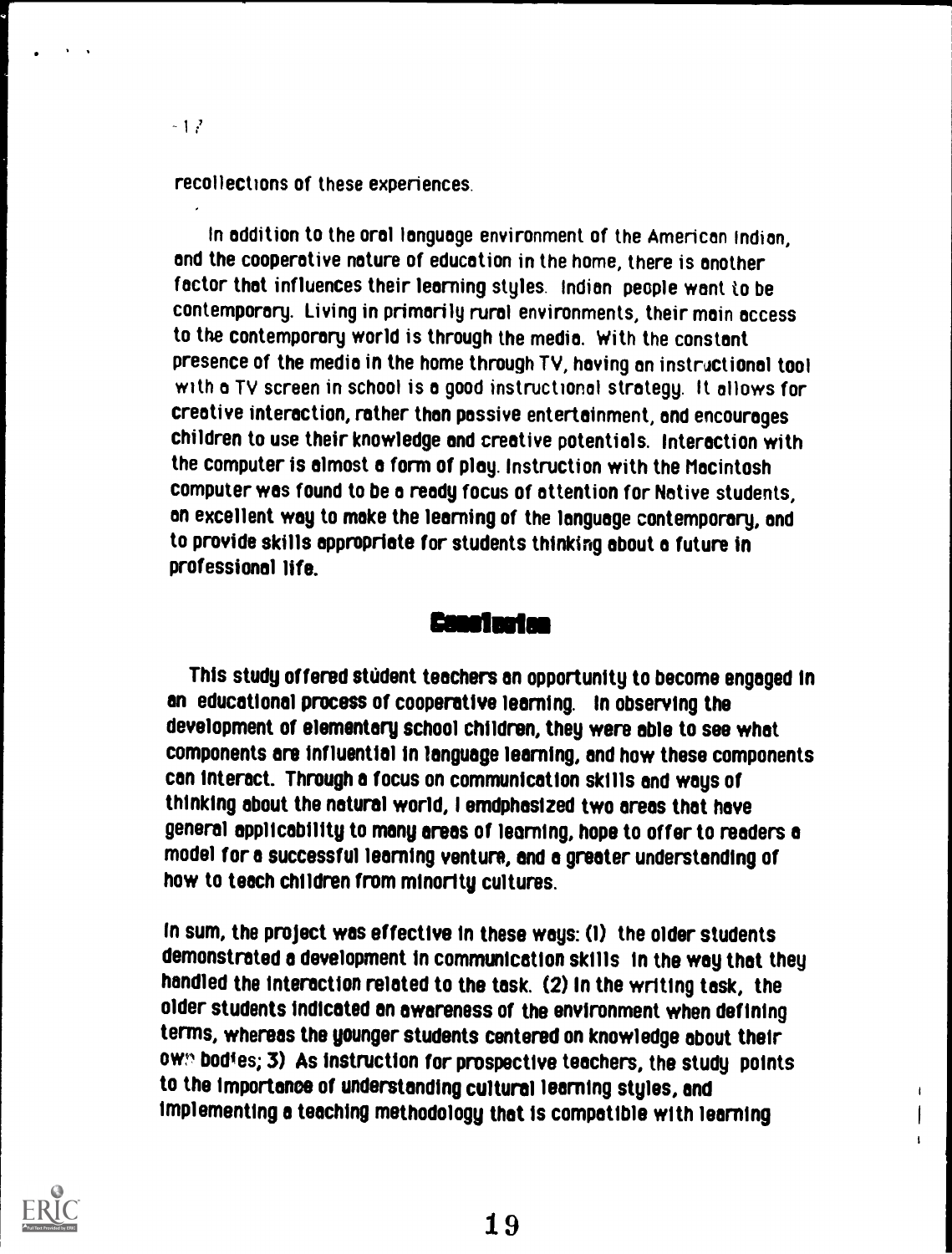recollections of these experiences.

In addition to the oral language environment of the American Indian, and the cooperative nature of education in the home, there is another factor that influences their learning styles. Indian people want to be contemporary. Living in primarily rural environments, their main access to the contemporary world is through the media. With the constant presence of the media in the home through TV, having an instructional tool with a TV screen in school is a good instructional strategy. It allows for creative interaction, rather than passive entertainment, and encourages children to use their knowledge and creative potentials. Interaction with the computer is almost a form of play. Instruction with the Macintosh computer was found to be a ready focus of attention for Native students, an excellent way to make the learning of the language contemporary, and to provide skills appropriate for students thinking about a future in professional life.

## Conclusion

This study offered student teachers an opportunity to become engaged in an educational process of cooperative learning. In observing the development of elementary school children, they were able to see what components are influential in language learning, and how these components can interact. Through a focus on communication skills and ways of thinking about the natural world, I emdphasized two areas that have general applicability to many areas of learning, hope to offer to readers a model for a successful learning venture, and a greater understanding of how to teach children from minority cultures.

In sum, the project was effective in these ways: (1) the older students demonstrated a development in communication skills in the way that they handled the interaction related to the task. (2) In the writing task, the older students indicated an awareness of the environment when defining terms, whereas the younger students centered on knowledge about their own bodies; 3) As instruction for prospective teachers, the study points to the importance of understanding cultural learning styles, and implementing a teaching methodology that is compatible with learning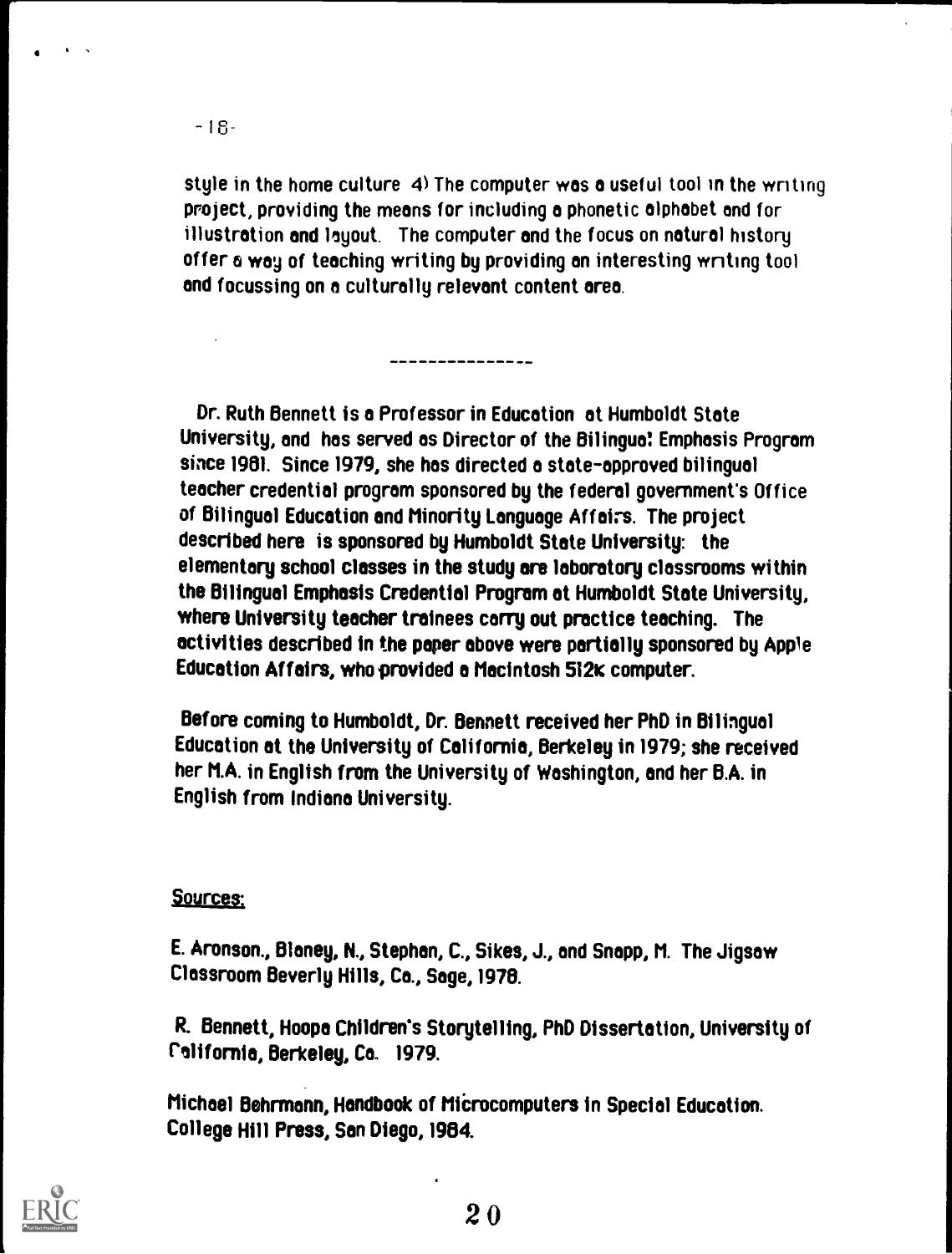style in the home culture 4) The computer was a useful tool in the writing project, providing the means for including a phonetic alphabet and for illustration and layout. The computer and the focus on natural history offer a way of teaching writing by providing an interesting writing tool and focussing on a culturally relevant content area.

---------------

Dr. Ruth Bennett is a Professor in Education at Humboldt State University, and has served as Director of the Bilingual Emphasis Program since 1981. Since 1979, she has directed a state-approved bilingual teacher credential program sponsored by the federal government's Office of Bilingual Education and Minority Language Affairs. The project described here is sponsored by Humboldt State University: the elementary school classes in the study are laboratory classrooms within the Bilingual Emphasis Credential Program at Humboldt State University, where University teacher trainees carry out practice teaching. The activities described in the paper above were partially sponsored by Apple Education Affairs, who provided a Macintosh 512K computer.

Before coming to Humboldt, Dr. Bennett received her PhD in Bilingual Education at the University of California, Berkeley in 1979; she received her M.A. in English from the University of Washington, and her B.A. in English from Indiana University.

Sources:

E. Aronson., Blaney, N., Stephan, C., Sikes, J., and Snapp, M. The Jigsaw Classroom Beverly Hills, Ca., Sage, 1978.

R. Bennett, Hoopa Children's Storytelling, PhD Dissertation, University of California, Berkeley, Ca. 1979.

Michael Behrmann, Handbook of Microcomputers in Special Education. College Hill Press, San Diego, 1984.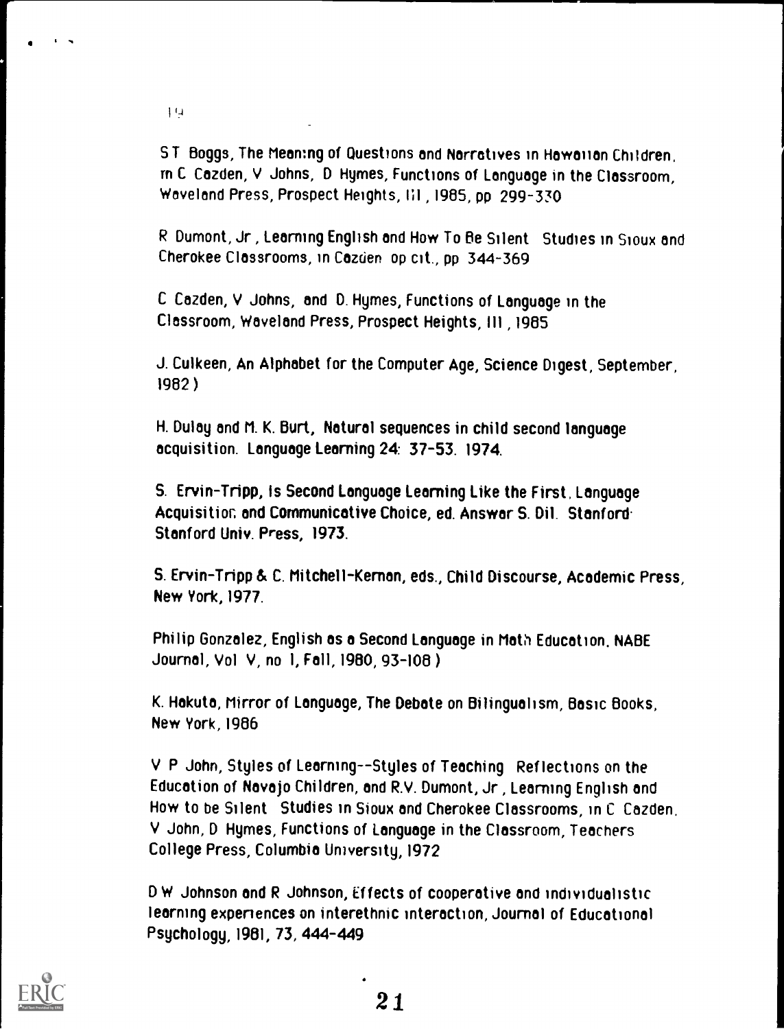S T Boggs, The Meaning of Questions and Narratives in Hawaiian Children, in C Cazden, V Johns, D Hymes, Functions of Language in the Classroom, Waveland Press, Prospect Heights, Ill, 1985, pp 299-330

R Dumont, Jr, Learning English and How To Be Silent Studies in Sioux and Cherokee Classrooms, in Cazden op cit., pp 344-369

C Cazden, V Johns, and D. Hymes, Functions of Language in the Classroom, Waveland Press, Prospect Heights, Ill, 1985

J. Culkeen, An Alphabet for the Computer Age, Science Digest, September, 1982)

H. Dulay and M. K. Burt, Natural sequences in child second language acquisition. Language Learning 24: 37-53. 1974.

S. Ervin-Tripp, Is Second Language Learning Like the First, Language Acquisition and Communicative Choice, ed. Answar S. Dil. Stanford: Stanford Univ. Press, 1973.

S. Ervin-Tripp & C. Mitchell-Kernan, eds., Child Discourse, Academic Press, New York, 1977.

Philip Gonzalez, English as a Second Language in Math Education. NABE Journal, Vol V, no 1, Fall, 1980, 93-108)

K. Hakuta, Mirror of Language, The Debate on Bilingualism, Basic Books, New York, 1986

V P John, Styles of Learning--Styles of Teaching Reflections on the Education of Navajo Children, and R.V. Dumont, Jr, Learning English and How to be Silent Studies in Sioux and Cherokee Classrooms, in C Cazden, V John, D Hymes, Functions of Language in the Classroom, Teachers College Press, Columbia University, 1972

D W Johnson and R Johnson, Effects of cooperative and individualistic learning experiences on interethnic interaction, Journal of Educational Psychology, 1981, 73, 444-449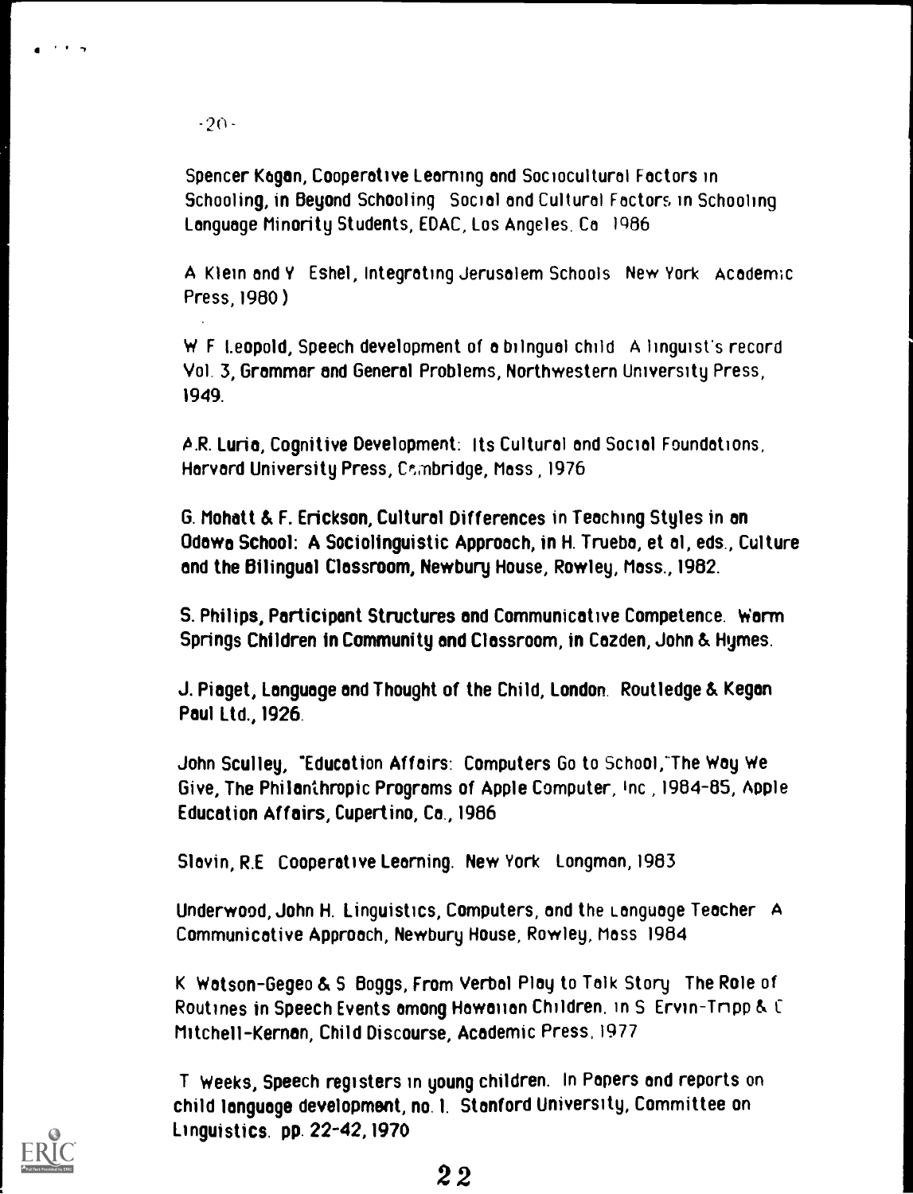Spencer Kagan, Cooperative Learning and Sociocultural Factors in Schooling, in Beyond Schooling Social and Cultural Factors in Schooling Language Minority Students, EDAC, Los Angeles. Ca 1986

A Klein and Y Eshel, Integrating Jerusalem Schools New York Academic Press, 1980 )

W F Leopold, Speech development of a bilingual child A linguist's record Vol. 3, Grammar and General Problems, Northwestern University Press, 1949.

A.R. Luria, Cognitive Development: Its Cultural and Social Foundations, Harvard University Press, Cambridge, Mass , 1976

G. Mohatt & F. Erickson, Cultural Differences in Teaching Styles in an Odawa School: A Sociolinguistic Approach, in H. Trueba, et al, eds., Culture and the Bilingual Classroom, Newbury House, Rowley, Mass., 1982.

S. Philips, Participant Structures and Communicative Competence. Warm Springs Children in Community and Classroom, in Cazden, John & Hymes.

J. Piaget, Language and Thought of the Child, London. Routledge & Kegan Paul Ltd., 1926.

John Sculley, "Education Affairs: Computers Go to School,"The Way We Give, The Philanthropic Programs of Apple Computer, Inc , 1984-85, Apple Education Affairs, Cupertino, Ca., 1986

Slavin, R.E Cooperative Learning. New York Longman, 1983

Underwood, John H. Linguistics, Computers, and the Language Teacher A Communicative Approach, Newbury House, Rowley, Mass 1984

K Watson-Gegeo & S Boggs, From Verbal Play to Talk Story The Role of Routines in Speech Events among Hawaiian Children. in S Ervin-Tripp & C Mitchell-Kernan, Child Discourse, Academic Press, 1977

T Weeks, Speech registers in young children. In Papers and reports on child language development, no. 1. Stanford University, Committee on Linguistics. pp. 22-42, 1970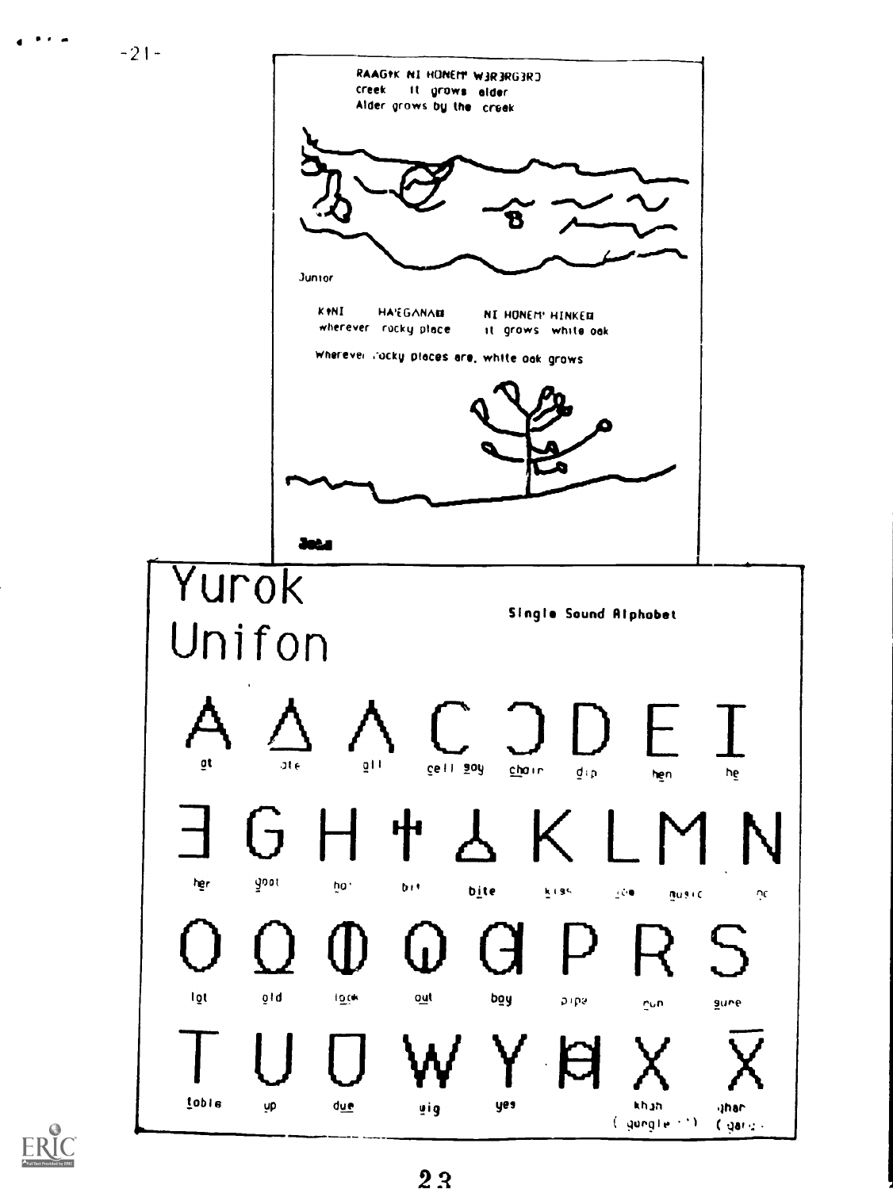RAAG♦K NI HONEM' W3R3RG3R3
creek it grows alder
Alder grows by the creek

Junior

K♦NI HA'EGANA◘ NI HONEM' HINKE◘
wherever rocky place it grows white oak

Wherever rocky places are, white oak grows

# Yurok Unifon

Single Sound Alphabet

A — at
Δ — ate
Λ — all
C — cell soy
Ɔ — chair
D — dip
E — hen
I — he
Ǝ — her
G — goat
H — hot
ǂ — bit
⅃ — bite
K — kiss
L — low
M — music
N — no
O — lot
Ọ — old
Ф — lock
Ọ — out
Ɑ — boy
P — pipe
R — run
S — sure
T — table
U — up
Ʊ — due
W — wig
Y — yes
Ħ
X — khan (gargle)
X̄ — ghar (garg...)